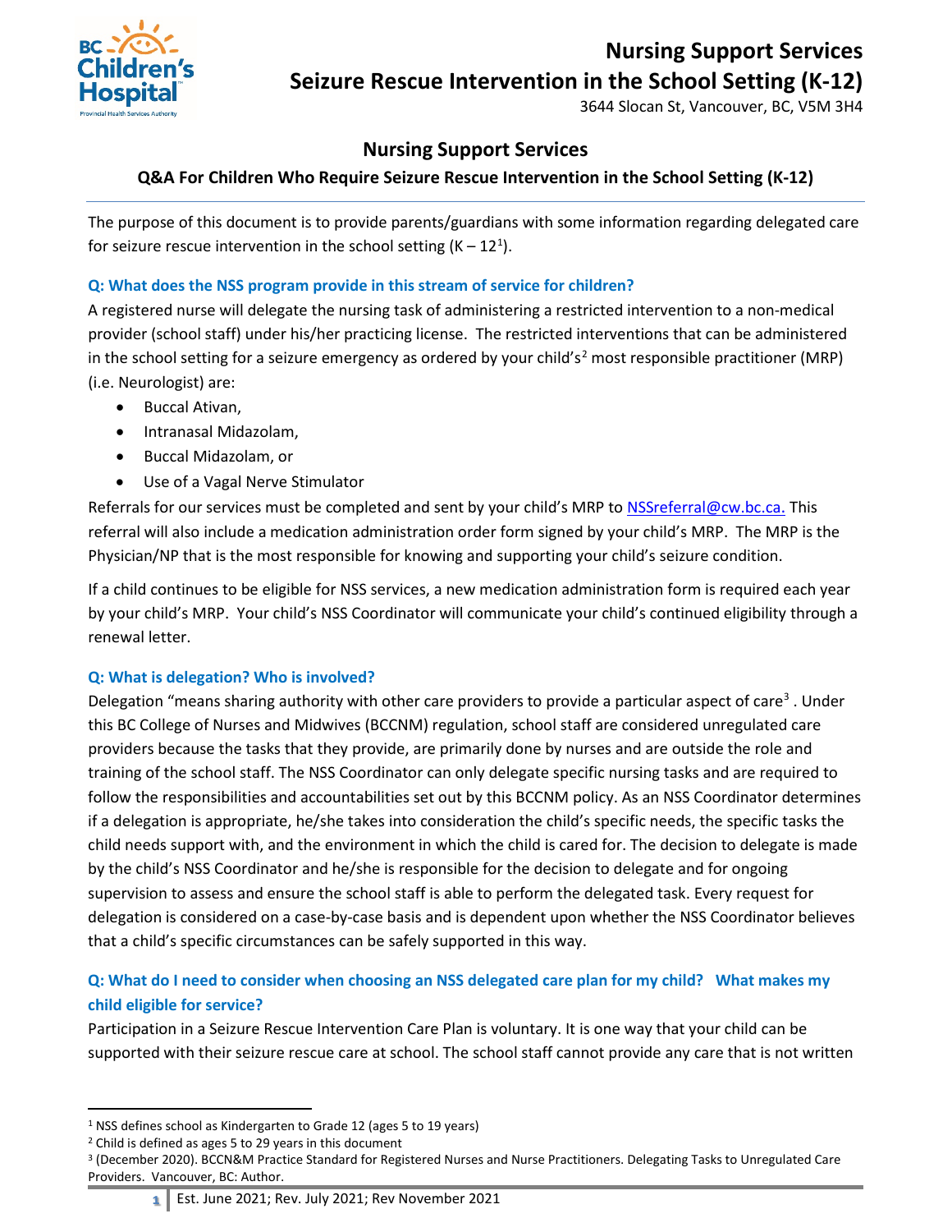# Nursing Support Services
# Seizure Rescue Intervention in the School Setting (K-12)

3644 Slocan St, Vancouver, BC, V5M 3H4

## Nursing Support Services

### Q&A For Children Who Require Seizure Rescue Intervention in the School Setting (K-12)

The purpose of this document is to provide parents/guardians with some information regarding delegated care for seizure rescue intervention in the school setting (K – 12[1]).

**Q: What does the NSS program provide in this stream of service for children?**

A registered nurse will delegate the nursing task of administering a restricted intervention to a non-medical provider (school staff) under his/her practicing license. The restricted interventions that can be administered in the school setting for a seizure emergency as ordered by your child's[2] most responsible practitioner (MRP) (i.e. Neurologist) are:

- Buccal Ativan,
- Intranasal Midazolam,
- Buccal Midazolam, or
- Use of a Vagal Nerve Stimulator

Referrals for our services must be completed and sent by your child's MRP to NSSreferral@cw.bc.ca. This referral will also include a medication administration order form signed by your child's MRP. The MRP is the Physician/NP that is the most responsible for knowing and supporting your child's seizure condition.

If a child continues to be eligible for NSS services, a new medication administration form is required each year by your child's MRP. Your child's NSS Coordinator will communicate your child's continued eligibility through a renewal letter.

**Q: What is delegation? Who is involved?**

Delegation "means sharing authority with other care providers to provide a particular aspect of care[3] . Under this BC College of Nurses and Midwives (BCCNM) regulation, school staff are considered unregulated care providers because the tasks that they provide, are primarily done by nurses and are outside the role and training of the school staff. The NSS Coordinator can only delegate specific nursing tasks and are required to follow the responsibilities and accountabilities set out by this BCCNM policy. As an NSS Coordinator determines if a delegation is appropriate, he/she takes into consideration the child's specific needs, the specific tasks the child needs support with, and the environment in which the child is cared for. The decision to delegate is made by the child's NSS Coordinator and he/she is responsible for the decision to delegate and for ongoing supervision to assess and ensure the school staff is able to perform the delegated task. Every request for delegation is considered on a case-by-case basis and is dependent upon whether the NSS Coordinator believes that a child's specific circumstances can be safely supported in this way.

**Q: What do I need to consider when choosing an NSS delegated care plan for my child? What makes my child eligible for service?**

Participation in a Seizure Rescue Intervention Care Plan is voluntary. It is one way that your child can be supported with their seizure rescue care at school. The school staff cannot provide any care that is not written

---

[1] NSS defines school as Kindergarten to Grade 12 (ages 5 to 19 years)

[2] Child is defined as ages 5 to 29 years in this document

[3] (December 2020). BCCN&M Practice Standard for Registered Nurses and Nurse Practitioners. Delegating Tasks to Unregulated Care Providers. Vancouver, BC: Author.

Est. June 2021; Rev. July 2021; Rev November 2021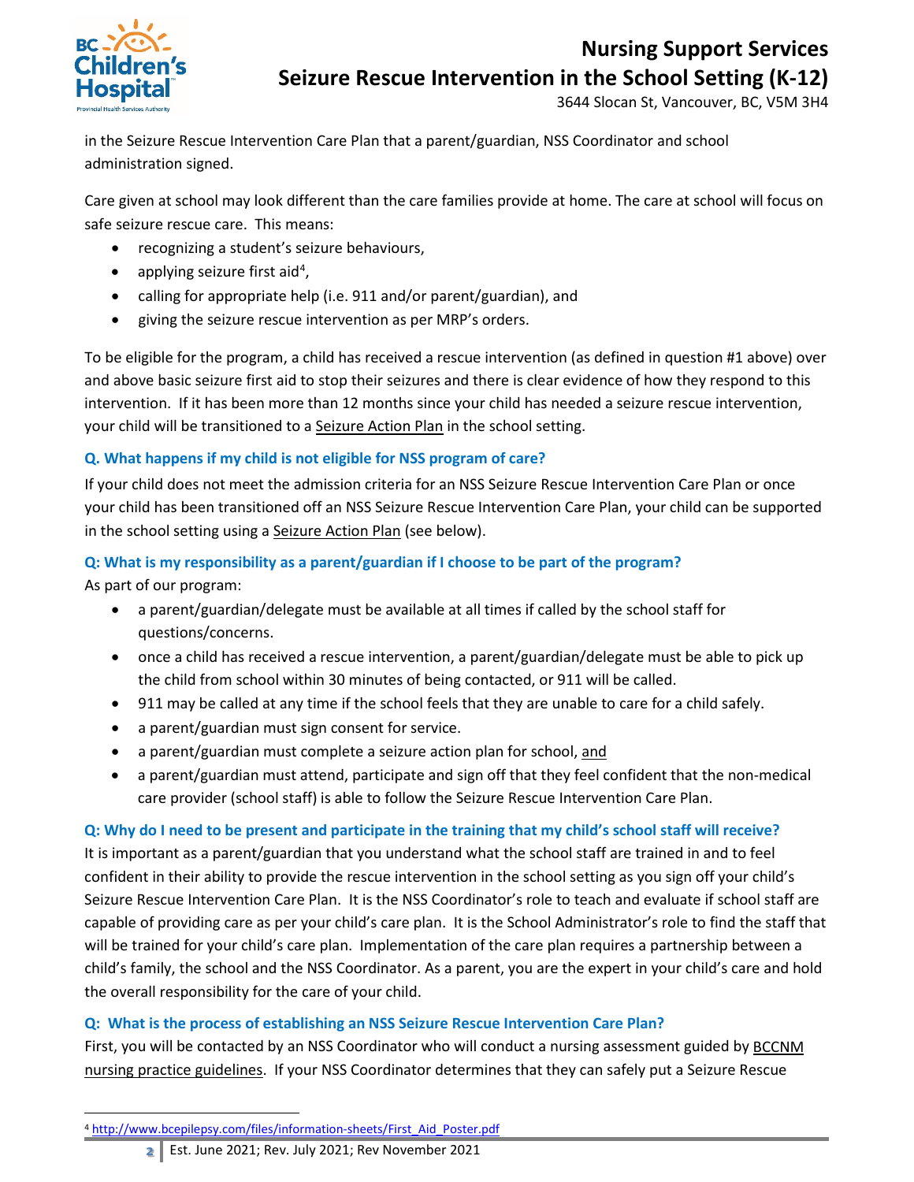in the Seizure Rescue Intervention Care Plan that a parent/guardian, NSS Coordinator and school administration signed.

Care given at school may look different than the care families provide at home. The care at school will focus on safe seizure rescue care. This means:

- recognizing a student's seizure behaviours,
- applying seizure first aid[4],
- calling for appropriate help (i.e. 911 and/or parent/guardian), and
- giving the seizure rescue intervention as per MRP's orders.

To be eligible for the program, a child has received a rescue intervention (as defined in question #1 above) over and above basic seizure first aid to stop their seizures and there is clear evidence of how they respond to this intervention. If it has been more than 12 months since your child has needed a seizure rescue intervention, your child will be transitioned to a Seizure Action Plan in the school setting.

### Q. What happens if my child is not eligible for NSS program of care?

If your child does not meet the admission criteria for an NSS Seizure Rescue Intervention Care Plan or once your child has been transitioned off an NSS Seizure Rescue Intervention Care Plan, your child can be supported in the school setting using a Seizure Action Plan (see below).

### Q: What is my responsibility as a parent/guardian if I choose to be part of the program?

As part of our program:

- a parent/guardian/delegate must be available at all times if called by the school staff for questions/concerns.
- once a child has received a rescue intervention, a parent/guardian/delegate must be able to pick up the child from school within 30 minutes of being contacted, or 911 will be called.
- 911 may be called at any time if the school feels that they are unable to care for a child safely.
- a parent/guardian must sign consent for service.
- a parent/guardian must complete a seizure action plan for school, and
- a parent/guardian must attend, participate and sign off that they feel confident that the non-medical care provider (school staff) is able to follow the Seizure Rescue Intervention Care Plan.

### Q: Why do I need to be present and participate in the training that my child's school staff will receive?

It is important as a parent/guardian that you understand what the school staff are trained in and to feel confident in their ability to provide the rescue intervention in the school setting as you sign off your child's Seizure Rescue Intervention Care Plan. It is the NSS Coordinator's role to teach and evaluate if school staff are capable of providing care as per your child's care plan. It is the School Administrator's role to find the staff that will be trained for your child's care plan. Implementation of the care plan requires a partnership between a child's family, the school and the NSS Coordinator. As a parent, you are the expert in your child's care and hold the overall responsibility for the care of your child.

### Q: What is the process of establishing an NSS Seizure Rescue Intervention Care Plan?

First, you will be contacted by an NSS Coordinator who will conduct a nursing assessment guided by BCCNM nursing practice guidelines. If your NSS Coordinator determines that they can safely put a Seizure Rescue

---

[4] http://www.bcepilepsy.com/files/information-sheets/First_Aid_Poster.pdf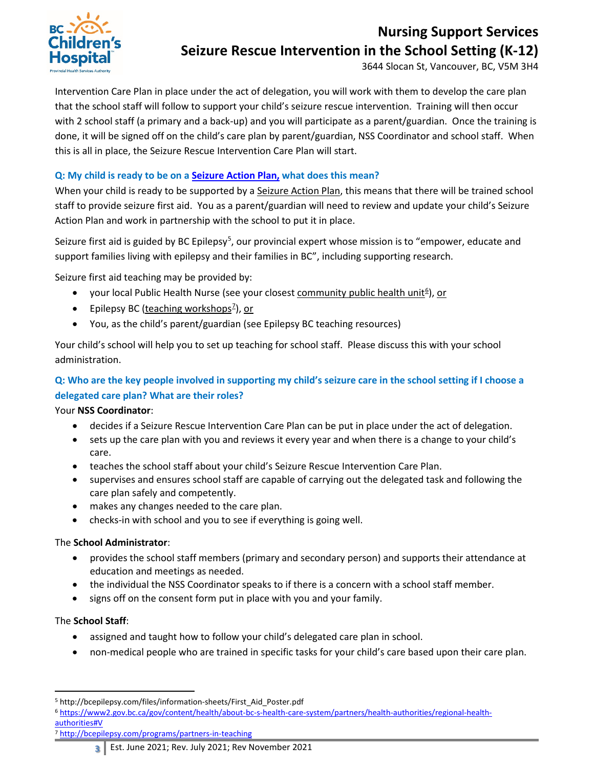Intervention Care Plan in place under the act of delegation, you will work with them to develop the care plan that the school staff will follow to support your child's seizure rescue intervention. Training will then occur with 2 school staff (a primary and a back-up) and you will participate as a parent/guardian. Once the training is done, it will be signed off on the child's care plan by parent/guardian, NSS Coordinator and school staff. When this is all in place, the Seizure Rescue Intervention Care Plan will start.

### Q: My child is ready to be on a Seizure Action Plan, what does this mean?

When your child is ready to be supported by a Seizure Action Plan, this means that there will be trained school staff to provide seizure first aid. You as a parent/guardian will need to review and update your child's Seizure Action Plan and work in partnership with the school to put it in place.

Seizure first aid is guided by BC Epilepsy[5], our provincial expert whose mission is to "empower, educate and support families living with epilepsy and their families in BC", including supporting research.

Seizure first aid teaching may be provided by:

- your local Public Health Nurse (see your closest community public health unit[6]), or
- Epilepsy BC (teaching workshops[7]), or
- You, as the child's parent/guardian (see Epilepsy BC teaching resources)

Your child's school will help you to set up teaching for school staff. Please discuss this with your school administration.

### Q: Who are the key people involved in supporting my child's seizure care in the school setting if I choose a delegated care plan? What are their roles?

Your **NSS Coordinator**:

- decides if a Seizure Rescue Intervention Care Plan can be put in place under the act of delegation.
- sets up the care plan with you and reviews it every year and when there is a change to your child's care.
- teaches the school staff about your child's Seizure Rescue Intervention Care Plan.
- supervises and ensures school staff are capable of carrying out the delegated task and following the care plan safely and competently.
- makes any changes needed to the care plan.
- checks-in with school and you to see if everything is going well.

The **School Administrator**:

- provides the school staff members (primary and secondary person) and supports their attendance at education and meetings as needed.
- the individual the NSS Coordinator speaks to if there is a concern with a school staff member.
- signs off on the consent form put in place with you and your family.

The **School Staff**:

- assigned and taught how to follow your child's delegated care plan in school.
- non-medical people who are trained in specific tasks for your child's care based upon their care plan.

---

[5] http://bcepilepsy.com/files/information-sheets/First_Aid_Poster.pdf

[6] https://www2.gov.bc.ca/gov/content/health/about-bc-s-health-care-system/partners/health-authorities/regional-health-authorities#V

[7] http://bcepilepsy.com/programs/partners-in-teaching

Est. June 2021; Rev. July 2021; Rev November 2021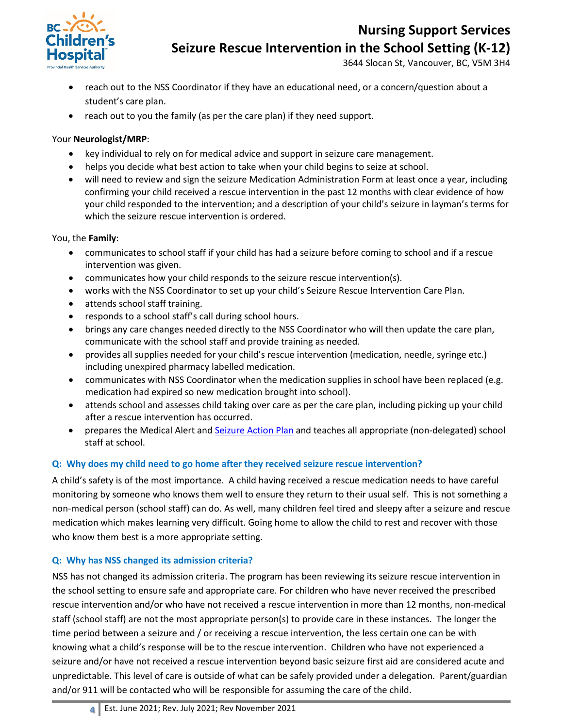- reach out to the NSS Coordinator if they have an educational need, or a concern/question about a student's care plan.
- reach out to you the family (as per the care plan) if they need support.

Your **Neurologist/MRP**:

- key individual to rely on for medical advice and support in seizure care management.
- helps you decide what best action to take when your child begins to seize at school.
- will need to review and sign the seizure Medication Administration Form at least once a year, including confirming your child received a rescue intervention in the past 12 months with clear evidence of how your child responded to the intervention; and a description of your child's seizure in layman's terms for which the seizure rescue intervention is ordered.

You, the **Family**:

- communicates to school staff if your child has had a seizure before coming to school and if a rescue intervention was given.
- communicates how your child responds to the seizure rescue intervention(s).
- works with the NSS Coordinator to set up your child's Seizure Rescue Intervention Care Plan.
- attends school staff training.
- responds to a school staff's call during school hours.
- brings any care changes needed directly to the NSS Coordinator who will then update the care plan, communicate with the school staff and provide training as needed.
- provides all supplies needed for your child's rescue intervention (medication, needle, syringe etc.) including unexpired pharmacy labelled medication.
- communicates with NSS Coordinator when the medication supplies in school have been replaced (e.g. medication had expired so new medication brought into school).
- attends school and assesses child taking over care as per the care plan, including picking up your child after a rescue intervention has occurred.
- prepares the Medical Alert and Seizure Action Plan and teaches all appropriate (non-delegated) school staff at school.

### Q: Why does my child need to go home after they received seizure rescue intervention?

A child's safety is of the most importance. A child having received a rescue medication needs to have careful monitoring by someone who knows them well to ensure they return to their usual self. This is not something a non-medical person (school staff) can do. As well, many children feel tired and sleepy after a seizure and rescue medication which makes learning very difficult. Going home to allow the child to rest and recover with those who know them best is a more appropriate setting.

### Q: Why has NSS changed its admission criteria?

NSS has not changed its admission criteria. The program has been reviewing its seizure rescue intervention in the school setting to ensure safe and appropriate care. For children who have never received the prescribed rescue intervention and/or who have not received a rescue intervention in more than 12 months, non-medical staff (school staff) are not the most appropriate person(s) to provide care in these instances. The longer the time period between a seizure and / or receiving a rescue intervention, the less certain one can be with knowing what a child's response will be to the rescue intervention. Children who have not experienced a seizure and/or have not received a rescue intervention beyond basic seizure first aid are considered acute and unpredictable. This level of care is outside of what can be safely provided under a delegation. Parent/guardian and/or 911 will be contacted who will be responsible for assuming the care of the child.

Est. June 2021; Rev. July 2021; Rev November 2021